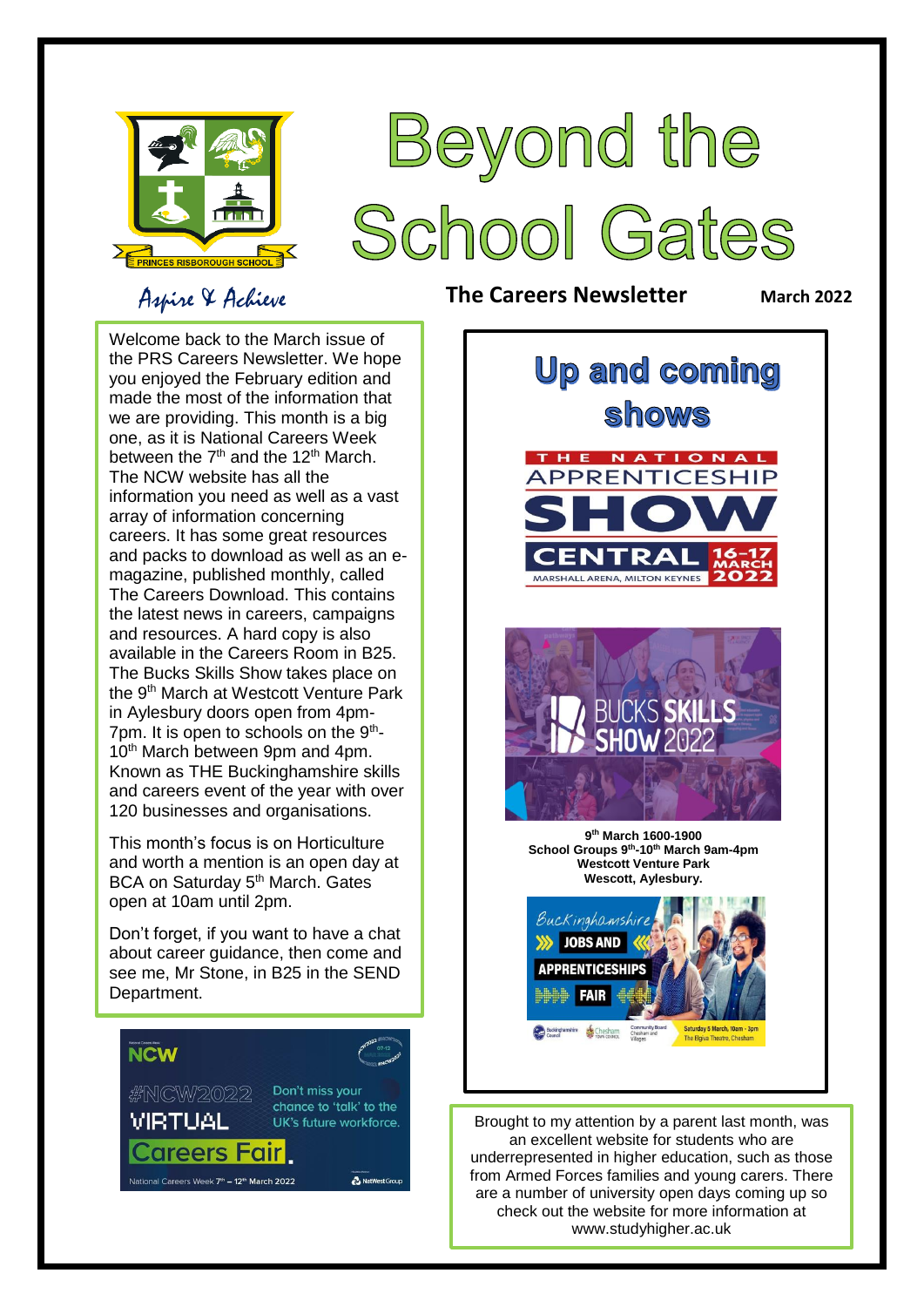# Beyond the School Gates

PRINCES RISBOROUGH SCHOOL

*Aspire & Achieve*

**The Careers Newsletter** **March 2022**

Welcome back to the March issue of the PRS Careers Newsletter. We hope you enjoyed the February edition and made the most of the information that we are providing. This month is a big one, as it is National Careers Week between the 7th and the 12th March. The NCW website has all the information you need as well as a vast array of information concerning careers. It has some great resources and packs to download as well as an e-magazine, published monthly, called The Careers Download. This contains the latest news in careers, campaigns and resources. A hard copy is also available in the Careers Room in B25. The Bucks Skills Show takes place on the 9th March at Westcott Venture Park in Aylesbury doors open from 4pm-7pm. It is open to schools on the 9th-10th March between 9pm and 4pm. Known as THE Buckinghamshire skills and careers event of the year with over 120 businesses and organisations.

This month's focus is on Horticulture and worth a mention is an open day at BCA on Saturday 5th March. Gates open at 10am until 2pm.

Don't forget, if you want to have a chat about career guidance, then come and see me, Mr Stone, in B25 in the SEND Department.

NCW

#NCW2022 VIRTUAL Careers Fair

Don't miss your chance to 'talk' to the UK's future workforce.

National Careers Week 7th – 12th March 2022

NatWest Group

## Up and coming shows

THE NATIONAL APPRENTICESHIP SHOW CENTRAL

16-17 MARCH 2022

MARSHALL ARENA, MILTON KEYNES

BUCKS SKILLS SHOW 2022

**9th March 1600-1900**
**School Groups 9th-10th March 9am-4pm**
**Westcott Venture Park**
**Wescott, Aylesbury.**

Buckinghamshire JOBS AND APPRENTICESHIPS FAIR

Saturday 5 March, 10am - 3pm
The Elgiva Theatre, Chesham

Brought to my attention by a parent last month, was an excellent website for students who are underrepresented in higher education, such as those from Armed Forces families and young carers. There are a number of university open days coming up so check out the website for more information at www.studyhigher.ac.uk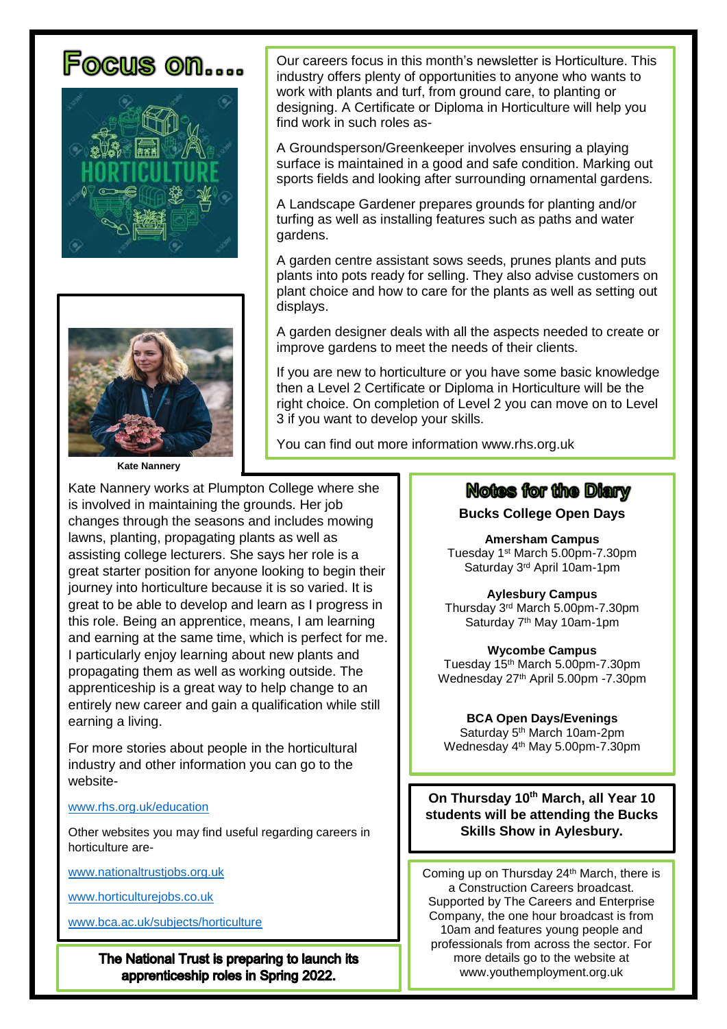# Focus on....

Our careers focus in this month's newsletter is Horticulture. This industry offers plenty of opportunities to anyone who wants to work with plants and turf, from ground care, to planting or designing. A Certificate or Diploma in Horticulture will help you find work in such roles as-

A Groundsperson/Greenkeeper involves ensuring a playing surface is maintained in a good and safe condition. Marking out sports fields and looking after surrounding ornamental gardens.

A Landscape Gardener prepares grounds for planting and/or turfing as well as installing features such as paths and water gardens.

A garden centre assistant sows seeds, prunes plants and puts plants into pots ready for selling. They also advise customers on plant choice and how to care for the plants as well as setting out displays.

A garden designer deals with all the aspects needed to create or improve gardens to meet the needs of their clients.

If you are new to horticulture or you have some basic knowledge then a Level 2 Certificate or Diploma in Horticulture will be the right choice. On completion of Level 2 you can move on to Level 3 if you want to develop your skills.

You can find out more information www.rhs.org.uk

Kate Nannery

Kate Nannery works at Plumpton College where she is involved in maintaining the grounds. Her job changes through the seasons and includes mowing lawns, planting, propagating plants as well as assisting college lecturers. She says her role is a great starter position for anyone looking to begin their journey into horticulture because it is so varied. It is great to be able to develop and learn as I progress in this role. Being an apprentice, means, I am learning and earning at the same time, which is perfect for me. I particularly enjoy learning about new plants and propagating them as well as working outside. The apprenticeship is a great way to help change to an entirely new career and gain a qualification while still earning a living.

For more stories about people in the horticultural industry and other information you can go to the website-

www.rhs.org.uk/education

Other websites you may find useful regarding careers in horticulture are-

www.nationaltrustjobs.org.uk

www.horticulturejobs.co.uk

www.bca.ac.uk/subjects/horticulture

**The National Trust is preparing to launch its apprenticeship roles in Spring 2022.**

## Notes for the Diary

**Bucks College Open Days**

**Amersham Campus**
Tuesday 1st March 5.00pm-7.30pm
Saturday 3rd April 10am-1pm

**Aylesbury Campus**
Thursday 3rd March 5.00pm-7.30pm
Saturday 7th May 10am-1pm

**Wycombe Campus**
Tuesday 15th March 5.00pm-7.30pm
Wednesday 27th April 5.00pm -7.30pm

**BCA Open Days/Evenings**
Saturday 5th March 10am-2pm
Wednesday 4th May 5.00pm-7.30pm

**On Thursday 10th March, all Year 10 students will be attending the Bucks Skills Show in Aylesbury.**

Coming up on Thursday 24th March, there is a Construction Careers broadcast. Supported by The Careers and Enterprise Company, the one hour broadcast is from 10am and features young people and professionals from across the sector. For more details go to the website at www.youthemployment.org.uk